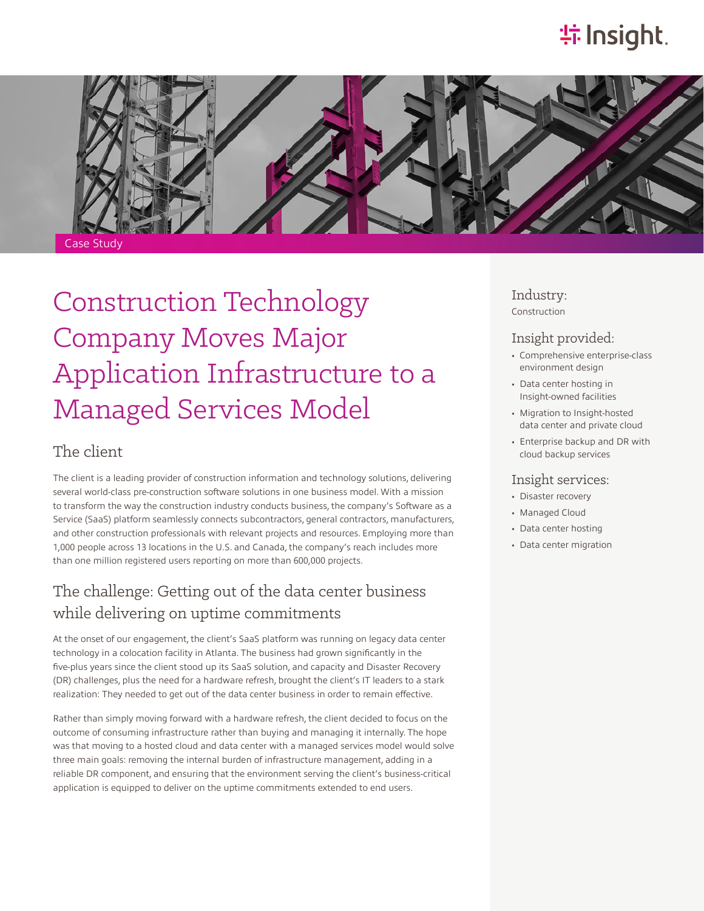Case Study

# Construction Technology Company Moves Major Application Infrastructure to a Managed Services Model

## The client

The client is a leading provider of construction information and technology solutions, delivering several world-class pre-construction software solutions in one business model. With a mission to transform the way the construction industry conducts business, the company's Software as a Service (SaaS) platform seamlessly connects subcontractors, general contractors, manufacturers, and other construction professionals with relevant projects and resources. Employing more than 1,000 people across 13 locations in the U.S. and Canada, the company's reach includes more than one million registered users reporting on more than 600,000 projects.

## The challenge: Getting out of the data center business while delivering on uptime commitments

At the onset of our engagement, the client's SaaS platform was running on legacy data center technology in a colocation facility in Atlanta. The business had grown significantly in the five-plus years since the client stood up its SaaS solution, and capacity and Disaster Recovery (DR) challenges, plus the need for a hardware refresh, brought the client's IT leaders to a stark realization: They needed to get out of the data center business in order to remain effective.

Rather than simply moving forward with a hardware refresh, the client decided to focus on the outcome of consuming infrastructure rather than buying and managing it internally. The hope was that moving to a hosted cloud and data center with a managed services model would solve three main goals: removing the internal burden of infrastructure management, adding in a reliable DR component, and ensuring that the environment serving the client's business-critical application is equipped to deliver on the uptime commitments extended to end users.

### Industry:

Construction

### Insight provided:

- Comprehensive enterprise-class environment design
- Data center hosting in Insight-owned facilities
- Migration to Insight-hosted data center and private cloud
- Enterprise backup and DR with cloud backup services

### Insight services:

- Disaster recovery
- Managed Cloud
- Data center hosting
- Data center migration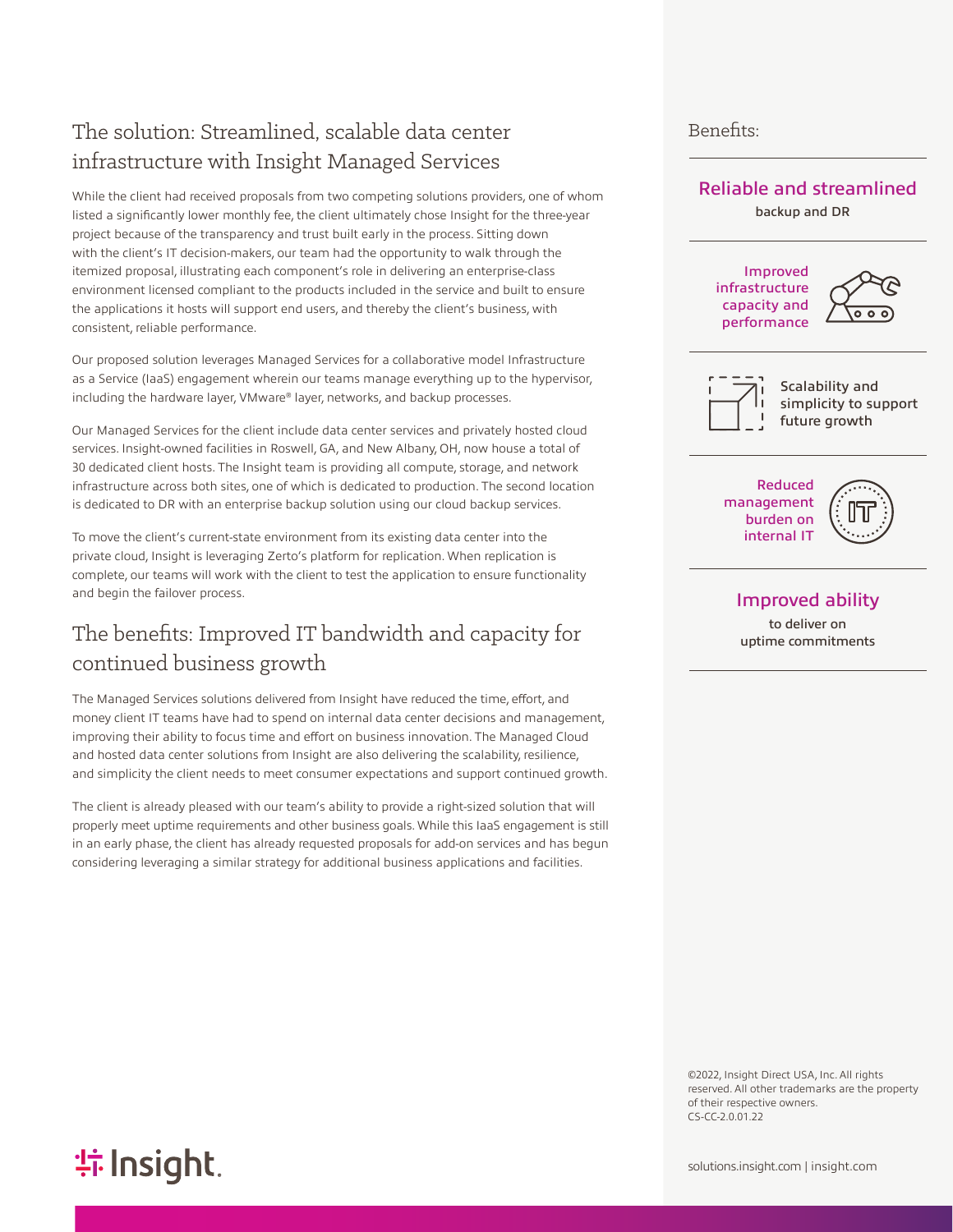## The solution: Streamlined, scalable data center infrastructure with Insight Managed Services

While the client had received proposals from two competing solutions providers, one of whom listed a significantly lower monthly fee, the client ultimately chose Insight for the three-year project because of the transparency and trust built early in the process. Sitting down with the client's IT decision-makers, our team had the opportunity to walk through the itemized proposal, illustrating each component's role in delivering an enterprise-class environment licensed compliant to the products included in the service and built to ensure the applications it hosts will support end users, and thereby the client's business, with consistent, reliable performance.

Our proposed solution leverages Managed Services for a collaborative model Infrastructure as a Service (IaaS) engagement wherein our teams manage everything up to the hypervisor, including the hardware layer, VMware® layer, networks, and backup processes.

Our Managed Services for the client include data center services and privately hosted cloud services. Insight-owned facilities in Roswell, GA, and New Albany, OH, now house a total of 30 dedicated client hosts. The Insight team is providing all compute, storage, and network infrastructure across both sites, one of which is dedicated to production. The second location is dedicated to DR with an enterprise backup solution using our cloud backup services.

To move the client's current-state environment from its existing data center into the private cloud, Insight is leveraging Zerto's platform for replication. When replication is complete, our teams will work with the client to test the application to ensure functionality and begin the failover process.

## The benefits: Improved IT bandwidth and capacity for continued business growth

The Managed Services solutions delivered from Insight have reduced the time, effort, and money client IT teams have had to spend on internal data center decisions and management, improving their ability to focus time and effort on business innovation. The Managed Cloud and hosted data center solutions from Insight are also delivering the scalability, resilience, and simplicity the client needs to meet consumer expectations and support continued growth.

The client is already pleased with our team's ability to provide a right-sized solution that will properly meet uptime requirements and other business goals. While this IaaS engagement is still in an early phase, the client has already requested proposals for add-on services and has begun considering leveraging a similar strategy for additional business applications and facilities.

### Benefits:

**Reliable and streamlined** backup and DR

Improved infrastructure capacity and performance

Scalability and simplicity to support future growth

Reduced management burden on internal IT

**Improved ability** to deliver on uptime commitments

©2022, Insight Direct USA, Inc. All rights reserved. All other trademarks are the property of their respective owners. CS-CC-2.0.01.22

solutions.insight.com | insight.com